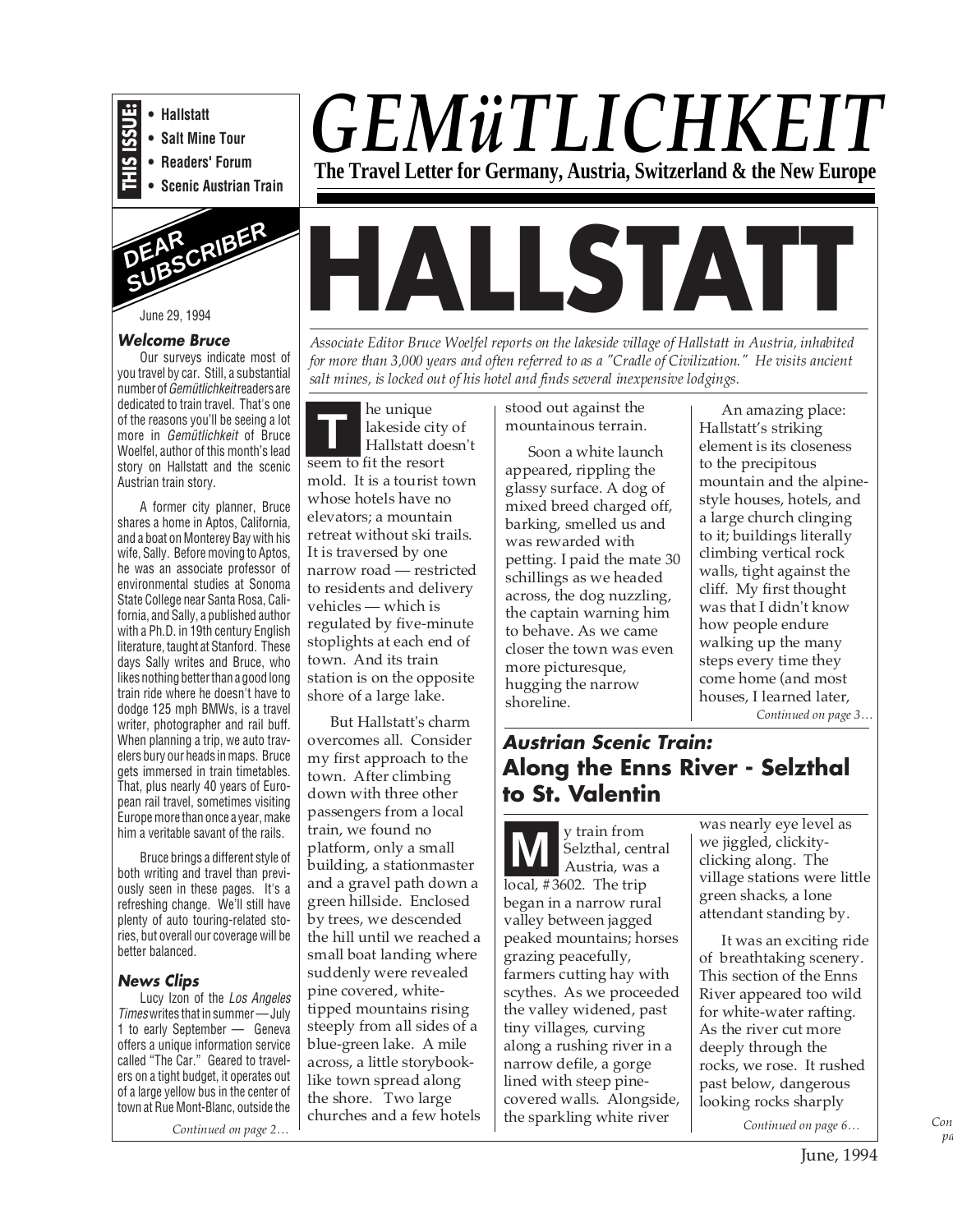**THIS ISSUE:**

- Hallstatt
- Salt Mine Tour
- Readers' Forum
- Scenic Austrian Train

# GEMüTLICHKEIT

**The Travel Letter for Germany, Austria, Switzerland & the New Europe**

## DEAR SUBSCRIBER

June 29, 1994

### Welcome Bruce

Our surveys indicate most of you travel by car. Still, a substantial number of *Gemütlichkeit* readers are dedicated to train travel. That's one of the reasons you'll be seeing a lot more in *Gemütlichkeit* of Bruce Woelfel, author of this month's lead story on Hallstatt and the scenic Austrian train story.

A former city planner, Bruce shares a home in Aptos, California, and a boat on Monterey Bay with his wife, Sally. Before moving to Aptos, he was an associate professor of environmental studies at Sonoma State College near Santa Rosa, California, and Sally, a published author with a Ph.D. in 19th century English literature, taught at Stanford. These days Sally writes and Bruce, who likes nothing better than a good long train ride where he doesn't have to dodge 125 mph BMWs, is a travel writer, photographer and rail buff. When planning a trip, we auto travelers bury our heads in maps. Bruce gets immersed in train timetables. That, plus nearly 40 years of European rail travel, sometimes visiting Europe more than once a year, make him a veritable savant of the rails.

Bruce brings a different style of both writing and travel than previously seen in these pages. It's a refreshing change. We'll still have plenty of auto touring-related stories, but overall our coverage will be better balanced.

### News Clips

Lucy Izon of the *Los Angeles Times* writes that in summer — July 1 to early September — Geneva offers a unique information service called "The Car." Geared to travelers on a tight budget, it operates out of a large yellow bus in the center of town at Rue Mont-Blanc, outside the

*Continued on page 2…*

# HALLSTATT

*Associate Editor Bruce Woelfel reports on the lakeside village of Hallstatt in Austria, inhabited for more than 3,000 years and often referred to as a "Cradle of Civilization." He visits ancient salt mines, is locked out of his hotel and finds several inexpensive lodgings.*

The unique lakeside city of Hallstatt doesn't seem to fit the resort mold. It is a tourist town whose hotels have no elevators; a mountain retreat without ski trails. It is traversed by one narrow road — restricted to residents and delivery vehicles — which is regulated by five-minute stoplights at each end of town. And its train station is on the opposite shore of a large lake.

But Hallstatt's charm overcomes all. Consider my first approach to the town. After climbing down with three other passengers from a local train, we found no platform, only a small building, a stationmaster and a gravel path down a green hillside. Enclosed by trees, we descended the hill until we reached a small boat landing where suddenly were revealed pine covered, white-tipped mountains rising steeply from all sides of a blue-green lake. A mile across, a little storybook-like town spread along the shore. Two large churches and a few hotels stood out against the mountainous terrain.

Soon a white launch appeared, rippling the glassy surface. A dog of mixed breed charged off, barking, smelled us and was rewarded with petting. I paid the mate 30 schillings as we headed across, the dog nuzzling, the captain warning him to behave. As we came closer the town was even more picturesque, hugging the narrow shoreline.

An amazing place: Hallstatt's striking element is its closeness to the precipitous mountain and the alpine-style houses, hotels, and a large church clinging to it; buildings literally climbing vertical rock walls, tight against the cliff. My first thought was that I didn't know how people endure walking up the many steps every time they come home (and most houses, I learned later,

*Continued on page 3…*

## Austrian Scenic Train:
## Along the Enns River - Selzthal to St. Valentin

My train from Selzthal, central Austria, was a local, #3602. The trip began in a narrow rural valley between jagged peaked mountains; horses grazing peacefully, farmers cutting hay with scythes. As we proceeded the valley widened, past tiny villages, curving along a rushing river in a narrow defile, a gorge lined with steep pine-covered walls. Alongside, the sparkling white river was nearly eye level as we jiggled, clickity-clicking along. The village stations were little green shacks, a lone attendant standing by.

It was an exciting ride of breathtaking scenery. This section of the Enns River appeared too wild for white-water rafting. As the river cut more deeply through the rocks, we rose. It rushed past below, dangerous looking rocks sharply

*Continued on page 6…*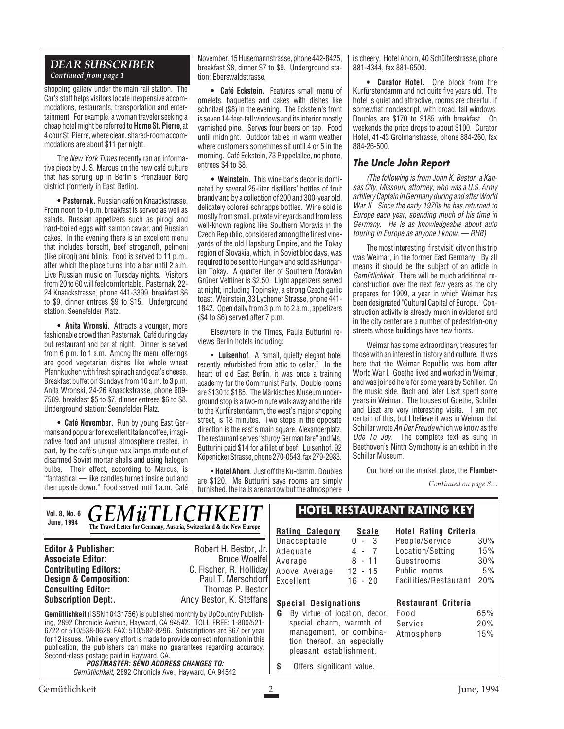## DEAR SUBSCRIBER

*Continued from page 1*

shopping gallery under the main rail station. The Car's staff helps visitors locate inexpensive accommodations, restaurants, transportation and entertainment. For example, a woman traveler seeking a cheap hotel might be referred to **Home St. Pierre**, at 4 cour St. Pierre, where clean, shared-room accommodations are about $11 per night.

The *New York Times* recently ran an informative piece by J. S. Marcus on the new café culture that has sprung up in Berlin's Prenzlauer Berg district (formerly in East Berlin).

• **Pasternak.** Russian café on Knaackstrasse. From noon to 4 p.m. breakfast is served as well as salads, Russian appetizers such as pirogi and hard-boiled eggs with salmon caviar, and Russian cakes. In the evening there is an excellent menu that includes borscht, beef stroganoff, pelmeni (like pirogi) and blinis. Food is served to 11 p.m., after which the place turns into a bar until 2 a.m. Live Russian music on Tuesday nights. Visitors from 20 to 60 will feel comfortable. Pasternak, 22-24 Knaackstrasse, phone 441-3399, breakfast $6 to $9, dinner entrees $9 to $15. Underground station: Seenefelder Platz.

• **Anita Wronski.** Attracts a younger, more fashionable crowd than Pasternak. Café during day but restaurant and bar at night. Dinner is served from 6 p.m. to 1 a.m. Among the menu offerings are good vegetarian dishes like whole wheat Pfannkuchen with fresh spinach and goat's cheese. Breakfast buffet on Sundays from 10 a.m. to 3 p.m. Anita Wronski, 24-26 Knaackstrasse, phone 609-7589, breakfast $5 to $7, dinner entrees $6 to $8. Underground station: Seenefelder Platz.

• **Café November.** Run by young East Germans and popular for excellent Italian coffee, imaginative food and unusual atmosphere created, in part, by the café's unique wax lamps made out of disarmed Soviet mortar shells and using halogen bulbs. Their effect, according to Marcus, is "fantastical — like candles turned inside out and then upside down." Food served until 1 a.m. Café November, 15 Husemannstrasse, phone 442-8425, breakfast $8, dinner $7 to $9. Underground station: Eberswaldstrasse.

• **Café Eckstein.** Features small menu of omelets, baguettes and cakes with dishes like schnitzel ($8) in the evening. The Eckstein's front is seven 14-feet-tall windows and its interior mostly varnished pine. Serves four beers on tap. Food until midnight. Outdoor tables in warm weather where customers sometimes sit until 4 or 5 in the morning. Café Eckstein, 73 Pappelallee, no phone, entrees $4 to $8.

• **Weinstein.** This wine bar's decor is dominated by several 25-liter distillers' bottles of fruit brandy and by a collection of 200 and 300-year old, delicately colored schnapps bottles. Wine sold is mostly from small, private vineyards and from less well-known regions like Southern Moravia in the Czech Republic, considered among the finest vineyards of the old Hapsburg Empire, and the Tokay region of Slovakia, which, in Soviet bloc days, was required to be sent to Hungary and sold as Hungarian Tokay. A quarter liter of Southern Moravian Grüner Veltliner is $2.50. Light appetizers served at night, including Topinsky, a strong Czech garlic toast. Weinstein, 33 Lychener Strasse, phone 441-1842. Open daily from 3 p.m. to 2 a.m., appetizers ($4 to $6) served after 7 p.m.

Elsewhere in the Times, Paula Butturini reviews Berlin hotels including:

• **Luisenhof**. A "small, quietly elegant hotel recently refurbished from attic to cellar." In the heart of old East Berlin, it was once a training academy for the Communist Party. Double rooms are $130 to $185. The Märkisches Museum underground stop is a two-minute walk away and the ride to the Kurfürstendamm, the west's major shopping street, is 18 minutes. Two stops in the opposite direction is the east's main square, Alexanderplatz. The restaurant serves "sturdy German fare" and Ms. Butturini paid $14 for a fillet of beef. Luisenhof, 92 Köpenicker Strasse, phone 270-0543, fax 279-2983.

• **Hotel Ahorn**. Just off the Ku-damm. Doubles are $120. Ms Butturini says rooms are simply furnished, the halls are narrow but the atmosphere is cheery. Hotel Ahorn, 40 Schülterstrasse, phone 881-4344, fax 881-6500.

• **Curator Hotel.** One block from the Kurfürstendamm and not quite five years old. The hotel is quiet and attractive, rooms are cheerful, if somewhat nondescript, with broad, tall windows. Doubles are $170 to $185 with breakfast. On weekends the price drops to about $100. Curator Hotel, 41-43 Grolmanstrasse, phone 884-260, fax 884-26-500.

### The Uncle John Report

*(The following is from John K. Bestor, a Kansas City, Missouri, attorney, who was a U.S. Army artillery Captain in Germany during and after World War II. Since the early 1970s he has returned to Europe each year, spending much of his time in Germany. He is as knowledgeable about auto touring in Europe as anyone I know. — RHB)*

The most interesting 'first visit' city on this trip was Weimar, in the former East Germany. By all means it should be the subject of an article in *Gemütlichkeit*. There will be much additional reconstruction over the next few years as the city prepares for 1999, a year in which Weimar has been designated "Cultural Capital of Europe." Construction activity is already much in evidence and in the city center are a number of pedestrian-only streets whose buildings have new fronts.

Weimar has some extraordinary treasures for those with an interest in history and culture. It was here that the Weimar Republic was born after World War I. Goethe lived and worked in Weimar, and was joined here for some years by Schiller. On the music side, Bach and later Liszt spent some years in Weimar. The houses of Goethe, Schiller and Liszt are very interesting visits. I am not certain of this, but I believe it was in Weimar that Schiller wrote *An Der Freude* which we know as the *Ode To Joy.* The complete text as sung in Beethoven's Ninth Symphony is an exhibit in the Schiller Museum.

Our hotel on the market place, the **Flamber-**

*Continued on page 8…*

---

Vol. 8, No. 6
June, 1994

# GEMüTLICHKEIT

**The Travel Letter for Germany, Austria, Switzerland & the New Europe**

| | |
|---|---|
| **Editor & Publisher:** | Robert H. Bestor, Jr. |
| **Associate Editor:** | Bruce Woelfel |
| **Contributing Editors:** | C. Fischer, R. Holliday |
| **Design & Composition:** | Paul T. Merschdorf |
| **Consulting Editor:** | Thomas P. Bestor |
| **Subscription Dept:.** | Andy Bestor, K. Steffans |

**Gemütlichkeit** (ISSN 10431756) is published monthly by UpCountry Publishing, 2892 Chronicle Avenue, Hayward, CA 94542. TOLL FREE: 1-800/521-6722 or 510/538-0628. FAX: 510/582-8296. Subscriptions are $67 per year for 12 issues. While every effort is made to provide correct information in this publication, the publishers can make no guarantees regarding accuracy. Second-class postage paid in Hayward, CA.

**POSTMASTER: SEND ADDRESS CHANGES TO:**
*Gemütlichkeit*, 2892 Chronicle Ave., Hayward, CA 94542

## HOTEL RESTAURANT RATING KEY

| Rating Category | Scale |
|---|---|
| Unacceptable | 0 - 3 |
| Adequate | 4 - 7 |
| Average | 8 - 11 |
| Above Average | 12 - 15 |
| Excellent | 16 - 20 |

| Hotel Rating Criteria | |
|---|---|
| People/Service | 30% |
| Location/Setting | 15% |
| Guestrooms | 30% |
| Public rooms | 5% |
| Facilities/Restaurant | 20% |

**Special Designations**

**G** By virtue of location, decor, special charm, warmth of management, or combination thereof, an especially pleasant establishment.

**$** Offers significant value.

| Restaurant Criteria | |
|---|---|
| Food | 65% |
| Service | 20% |
| Atmosphere | 15% |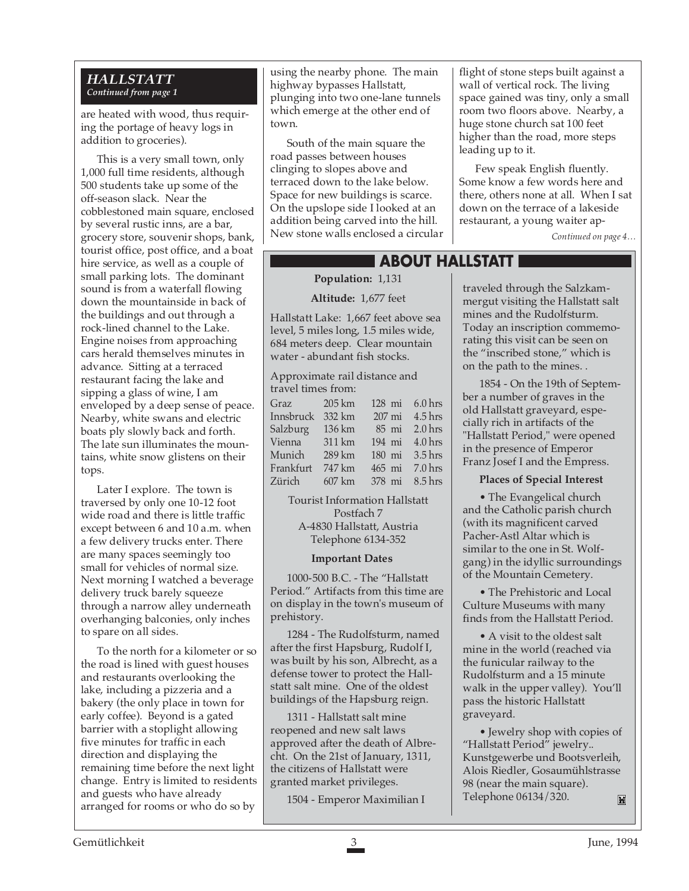### *HALLSTATT*

*Continued from page 1*

are heated with wood, thus requiring the portage of heavy logs in addition to groceries).

This is a very small town, only 1,000 full time residents, although 500 students take up some of the off-season slack. Near the cobblestoned main square, enclosed by several rustic inns, are a bar, grocery store, souvenir shops, bank, tourist office, post office, and a boat hire service, as well as a couple of small parking lots. The dominant sound is from a waterfall flowing down the mountainside in back of the buildings and out through a rock-lined channel to the Lake. Engine noises from approaching cars herald themselves minutes in advance. Sitting at a terraced restaurant facing the lake and sipping a glass of wine, I am enveloped by a deep sense of peace. Nearby, white swans and electric boats ply slowly back and forth. The late sun illuminates the mountains, white snow glistens on their tops.

Later I explore. The town is traversed by only one 10-12 foot wide road and there is little traffic except between 6 and 10 a.m. when a few delivery trucks enter. There are many spaces seemingly too small for vehicles of normal size. Next morning I watched a beverage delivery truck barely squeeze through a narrow alley underneath overhanging balconies, only inches to spare on all sides.

To the north for a kilometer or so the road is lined with guest houses and restaurants overlooking the lake, including a pizzeria and a bakery (the only place in town for early coffee). Beyond is a gated barrier with a stoplight allowing five minutes for traffic in each direction and displaying the remaining time before the next light change. Entry is limited to residents and guests who have already arranged for rooms or who do so by using the nearby phone. The main highway bypasses Hallstatt, plunging into two one-lane tunnels which emerge at the other end of town.

South of the main square the road passes between houses clinging to slopes above and terraced down to the lake below. Space for new buildings is scarce. On the upslope side I looked at an addition being carved into the hill. New stone walls enclosed a circular flight of stone steps built against a wall of vertical rock. The living space gained was tiny, only a small room two floors above. Nearby, a huge stone church sat 100 feet higher than the road, more steps leading up to it.

Few speak English fluently. Some know a few words here and there, others none at all. When I sat down on the terrace of a lakeside restaurant, a young waiter ap-

*Continued on page 4…*

## ABOUT HALLSTATT

**Population:** 1,131

**Altitude:** 1,677 feet

Hallstatt Lake: 1,667 feet above sea level, 5 miles long, 1.5 miles wide, 684 meters deep. Clear mountain water - abundant fish stocks.

Approximate rail distance and travel times from:

| | | | |
|---|---|---|---|
| Graz | 205 km | 128 mi | 6.0 hrs |
| Innsbruck | 332 km | 207 mi | 4.5 hrs |
| Salzburg | 136 km | 85 mi | 2.0 hrs |
| Vienna | 311 km | 194 mi | 4.0 hrs |
| Munich | 289 km | 180 mi | 3.5 hrs |
| Frankfurt | 747 km | 465 mi | 7.0 hrs |
| Zürich | 607 km | 378 mi | 8.5 hrs |

Tourist Information Hallstatt
Postfach 7
A-4830 Hallstatt, Austria
Telephone 6134-352

**Important Dates**

1000-500 B.C. - The "Hallstatt Period." Artifacts from this time are on display in the town's museum of prehistory.

1284 - The Rudolfsturm, named after the first Hapsburg, Rudolf I, was built by his son, Albrecht, as a defense tower to protect the Hallstatt salt mine. One of the oldest buildings of the Hapsburg reign.

1311 - Hallstatt salt mine reopened and new salt laws approved after the death of Albrecht. On the 21st of January, 1311, the citizens of Hallstatt were granted market privileges.

1504 - Emperor Maximilian I traveled through the Salzkammergut visiting the Hallstatt salt mines and the Rudolfsturm. Today an inscription commemorating this visit can be seen on the "inscribed stone," which is on the path to the mines. .

1854 - On the 19th of September a number of graves in the old Hallstatt graveyard, especially rich in artifacts of the "Hallstatt Period," were opened in the presence of Emperor Franz Josef I and the Empress.

**Places of Special Interest**

• The Evangelical church and the Catholic parish church (with its magnificent carved Pacher-Astl Altar which is similar to the one in St. Wolfgang) in the idyllic surroundings of the Mountain Cemetery.

• The Prehistoric and Local Culture Museums with many finds from the Hallstatt Period.

• A visit to the oldest salt mine in the world (reached via the funicular railway to the Rudolfsturm and a 15 minute walk in the upper valley). You'll pass the historic Hallstatt graveyard.

• Jewelry shop with copies of "Hallstatt Period" jewelry.. Kunstgewerbe und Bootsverleih, Alois Riedler, Gosaumühlstrasse 98 (near the main square). Telephone 06134/320.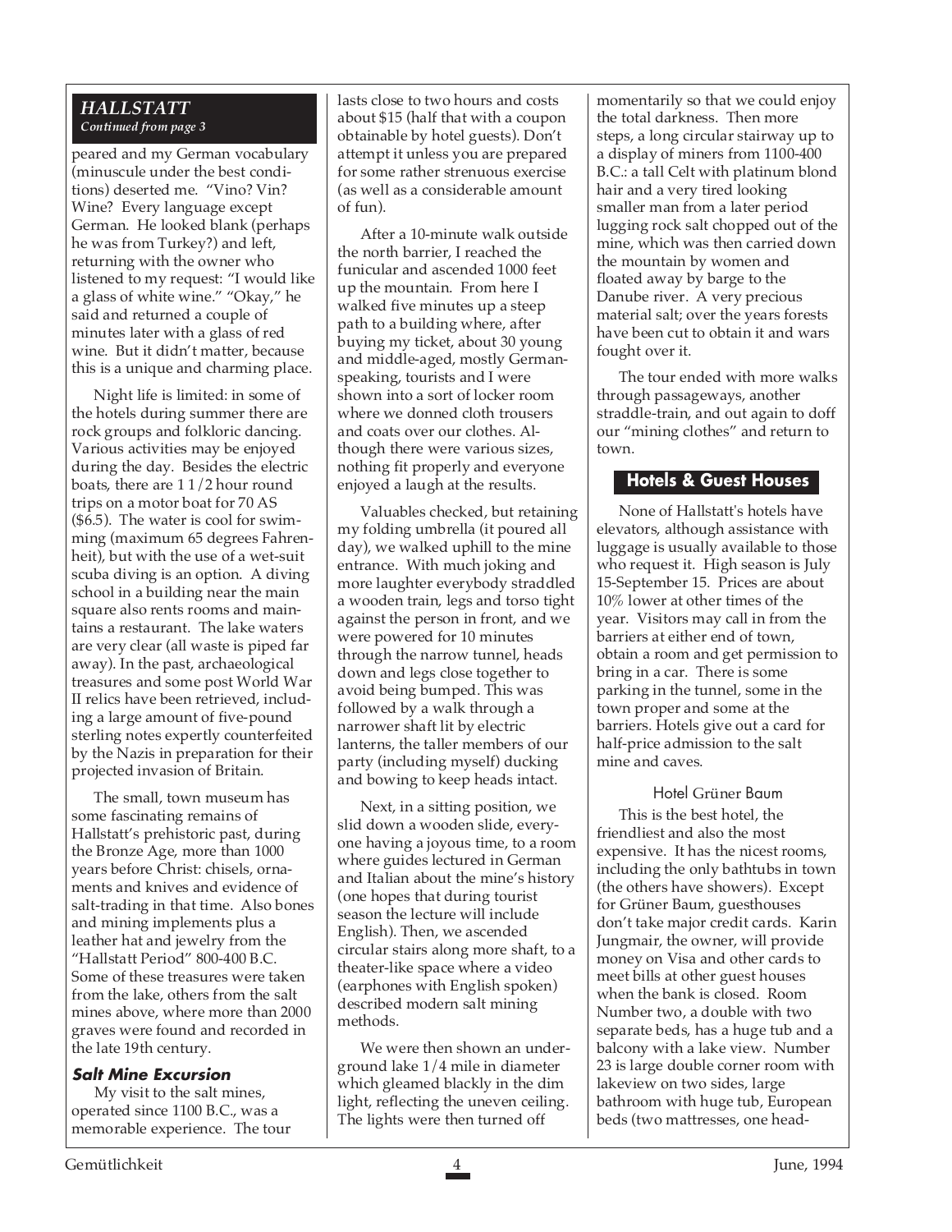## *HALLSTATT*

*Continued from page 3*

peared and my German vocabulary (minuscule under the best conditions) deserted me. "Vino? Vin? Wine? Every language except German. He looked blank (perhaps he was from Turkey?) and left, returning with the owner who listened to my request: "I would like a glass of white wine." "Okay," he said and returned a couple of minutes later with a glass of red wine. But it didn't matter, because this is a unique and charming place.

Night life is limited: in some of the hotels during summer there are rock groups and folkloric dancing. Various activities may be enjoyed during the day. Besides the electric boats, there are 1 1/2 hour round trips on a motor boat for 70 AS ($6.5). The water is cool for swimming (maximum 65 degrees Fahrenheit), but with the use of a wet-suit scuba diving is an option. A diving school in a building near the main square also rents rooms and maintains a restaurant. The lake waters are very clear (all waste is piped far away). In the past, archaeological treasures and some post World War II relics have been retrieved, including a large amount of five-pound sterling notes expertly counterfeited by the Nazis in preparation for their projected invasion of Britain.

The small, town museum has some fascinating remains of Hallstatt's prehistoric past, during the Bronze Age, more than 1000 years before Christ: chisels, ornaments and knives and evidence of salt-trading in that time. Also bones and mining implements plus a leather hat and jewelry from the "Hallstatt Period" 800-400 B.C. Some of these treasures were taken from the lake, others from the salt mines above, where more than 2000 graves were found and recorded in the late 19th century.

### *Salt Mine Excursion*

My visit to the salt mines, operated since 1100 B.C., was a memorable experience. The tour lasts close to two hours and costs about $15 (half that with a coupon obtainable by hotel guests). Don't attempt it unless you are prepared for some rather strenuous exercise (as well as a considerable amount of fun).

After a 10-minute walk outside the north barrier, I reached the funicular and ascended 1000 feet up the mountain. From here I walked five minutes up a steep path to a building where, after buying my ticket, about 30 young and middle-aged, mostly German-speaking, tourists and I were shown into a sort of locker room where we donned cloth trousers and coats over our clothes. Although there were various sizes, nothing fit properly and everyone enjoyed a laugh at the results.

Valuables checked, but retaining my folding umbrella (it poured all day), we walked uphill to the mine entrance. With much joking and more laughter everybody straddled a wooden train, legs and torso tight against the person in front, and we were powered for 10 minutes through the narrow tunnel, heads down and legs close together to avoid being bumped. This was followed by a walk through a narrower shaft lit by electric lanterns, the taller members of our party (including myself) ducking and bowing to keep heads intact.

Next, in a sitting position, we slid down a wooden slide, everyone having a joyous time, to a room where guides lectured in German and Italian about the mine's history (one hopes that during tourist season the lecture will include English). Then, we ascended circular stairs along more shaft, to a theater-like space where a video (earphones with English spoken) described modern salt mining methods.

We were then shown an underground lake 1/4 mile in diameter which gleamed blackly in the dim light, reflecting the uneven ceiling. The lights were then turned off momentarily so that we could enjoy the total darkness. Then more steps, a long circular stairway up to a display of miners from 1100-400 B.C.: a tall Celt with platinum blond hair and a very tired looking smaller man from a later period lugging rock salt chopped out of the mine, which was then carried down the mountain by women and floated away by barge to the Danube river. A very precious material salt; over the years forests have been cut to obtain it and wars fought over it.

The tour ended with more walks through passageways, another straddle-train, and out again to doff our "mining clothes" and return to town.

### Hotels & Guest Houses

None of Hallstatt's hotels have elevators, although assistance with luggage is usually available to those who request it. High season is July 15-September 15. Prices are about 10% lower at other times of the year. Visitors may call in from the barriers at either end of town, obtain a room and get permission to bring in a car. There is some parking in the tunnel, some in the town proper and some at the barriers. Hotels give out a card for half-price admission to the salt mine and caves.

#### Hotel Grüner Baum

This is the best hotel, the friendliest and also the most expensive. It has the nicest rooms, including the only bathtubs in town (the others have showers). Except for Grüner Baum, guesthouses don't take major credit cards. Karin Jungmair, the owner, will provide money on Visa and other cards to meet bills at other guest houses when the bank is closed. Room Number two, a double with two separate beds, has a huge tub and a balcony with a lake view. Number 23 is large double corner room with lakeview on two sides, large bathroom with huge tub, European beds (two mattresses, one head-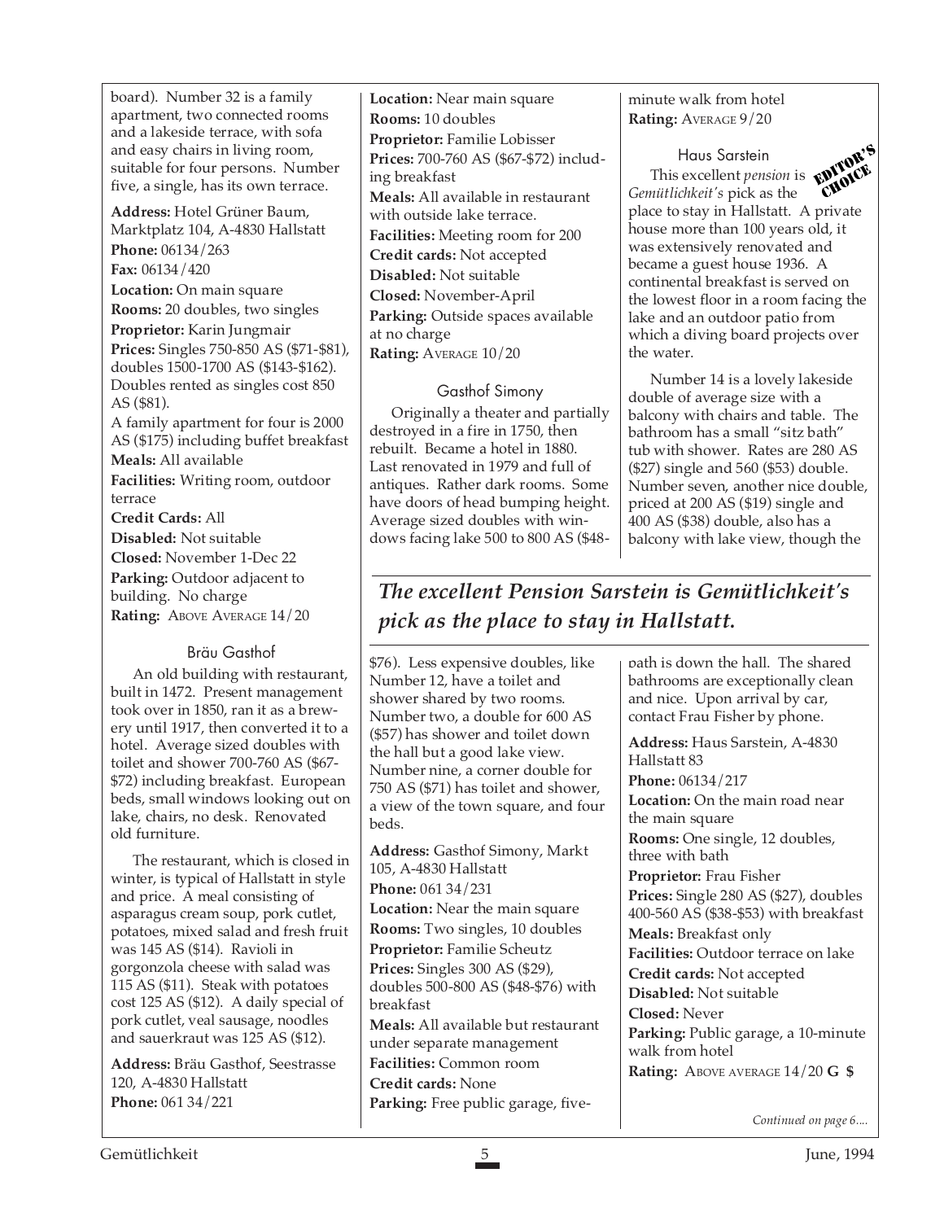board). Number 32 is a family apartment, two connected rooms and a lakeside terrace, with sofa and easy chairs in living room, suitable for four persons. Number five, a single, has its own terrace.

**Address:** Hotel Grüner Baum, Marktplatz 104, A-4830 Hallstatt
**Phone:** 06134/263
**Fax:** 06134/420
**Location:** On main square
**Rooms:** 20 doubles, two singles
**Proprietor:** Karin Jungmair
**Prices:** Singles 750-850 AS ($71-$81), doubles 1500-1700 AS ($143-$162). Doubles rented as singles cost 850 AS ($81).
A family apartment for four is 2000 AS ($175) including buffet breakfast
**Meals:** All available
**Facilities:** Writing room, outdoor terrace
**Credit Cards:** All
**Disabled:** Not suitable
**Closed:** November 1-Dec 22
**Parking:** Outdoor adjacent to building. No charge
**Rating:** ABOVE AVERAGE 14/20

### Bräu Gasthof

An old building with restaurant, built in 1472. Present management took over in 1850, ran it as a brewery until 1917, then converted it to a hotel. Average sized doubles with toilet and shower 700-760 AS ($67-$72) including breakfast. European beds, small windows looking out on lake, chairs, no desk. Renovated old furniture.

The restaurant, which is closed in winter, is typical of Hallstatt in style and price. A meal consisting of asparagus cream soup, pork cutlet, potatoes, mixed salad and fresh fruit was 145 AS ($14). Ravioli in gorgonzola cheese with salad was 115 AS ($11). Steak with potatoes cost 125 AS ($12). A daily special of pork cutlet, veal sausage, noodles and sauerkraut was 125 AS ($12).

**Address:** Bräu Gasthof, Seestrasse 120, A-4830 Hallstatt
**Phone:** 061 34/221
**Location:** Near main square
**Rooms:** 10 doubles
**Proprietor:** Familie Lobisser
**Prices:** 700-760 AS ($67-$72) including breakfast
**Meals:** All available in restaurant with outside lake terrace.
**Facilities:** Meeting room for 200
**Credit cards:** Not accepted
**Disabled:** Not suitable
**Closed:** November-April
**Parking:** Outside spaces available at no charge
**Rating:** AVERAGE 10/20

### Gasthof Simony

Originally a theater and partially destroyed in a fire in 1750, then rebuilt. Became a hotel in 1880. Last renovated in 1979 and full of antiques. Rather dark rooms. Some have doors of head bumping height. Average sized doubles with windows facing lake 500 to 800 AS ($48-$76). Less expensive doubles, like Number 12, have a toilet and shower shared by two rooms. Number two, a double for 600 AS ($57) has shower and toilet down the hall but a good lake view. Number nine, a corner double for 750 AS ($71) has toilet and shower, a view of the town square, and four beds.

**Address:** Gasthof Simony, Markt 105, A-4830 Hallstatt
**Phone:** 061 34/231
**Location:** Near the main square
**Rooms:** Two singles, 10 doubles
**Proprietor:** Familie Scheutz
**Prices:** Singles 300 AS ($29), doubles 500-800 AS ($48-$76) with breakfast
**Meals:** All available but restaurant under separate management
**Facilities:** Common room
**Credit cards:** None
**Parking:** Free public garage, five-minute walk from hotel
**Rating:** AVERAGE 9/20

### Haus Sarstein

EDITOR'S CHOICE

This excellent *pension* is *Gemütlichkeit's* pick as the place to stay in Hallstatt. A private house more than 100 years old, it was extensively renovated and became a guest house 1936. A continental breakfast is served on the lowest floor in a room facing the lake and an outdoor patio from which a diving board projects over the water.

Number 14 is a lovely lakeside double of average size with a balcony with chairs and table. The bathroom has a small "sitz bath" tub with shower. Rates are 280 AS ($27) single and 560 ($53) double. Number seven, another nice double, priced at 200 AS ($19) single and 400 AS ($38) double, also has a balcony with lake view, though the bath is down the hall. The shared bathrooms are exceptionally clean and nice. Upon arrival by car, contact Frau Fisher by phone.

***The excellent Pension Sarstein is Gemütlichkeit's pick as the place to stay in Hallstatt.***

**Address:** Haus Sarstein, A-4830 Hallstatt 83
**Phone:** 06134/217
**Location:** On the main road near the main square
**Rooms:** One single, 12 doubles, three with bath
**Proprietor:** Frau Fisher
**Prices:** Single 280 AS ($27), doubles 400-560 AS ($38-$53) with breakfast
**Meals:** Breakfast only
**Facilities:** Outdoor terrace on lake
**Credit cards:** Not accepted
**Disabled:** Not suitable
**Closed:** Never
**Parking:** Public garage, a 10-minute walk from hotel
**Rating:** ABOVE AVERAGE 14/20 **G $**

*Continued on page 6....*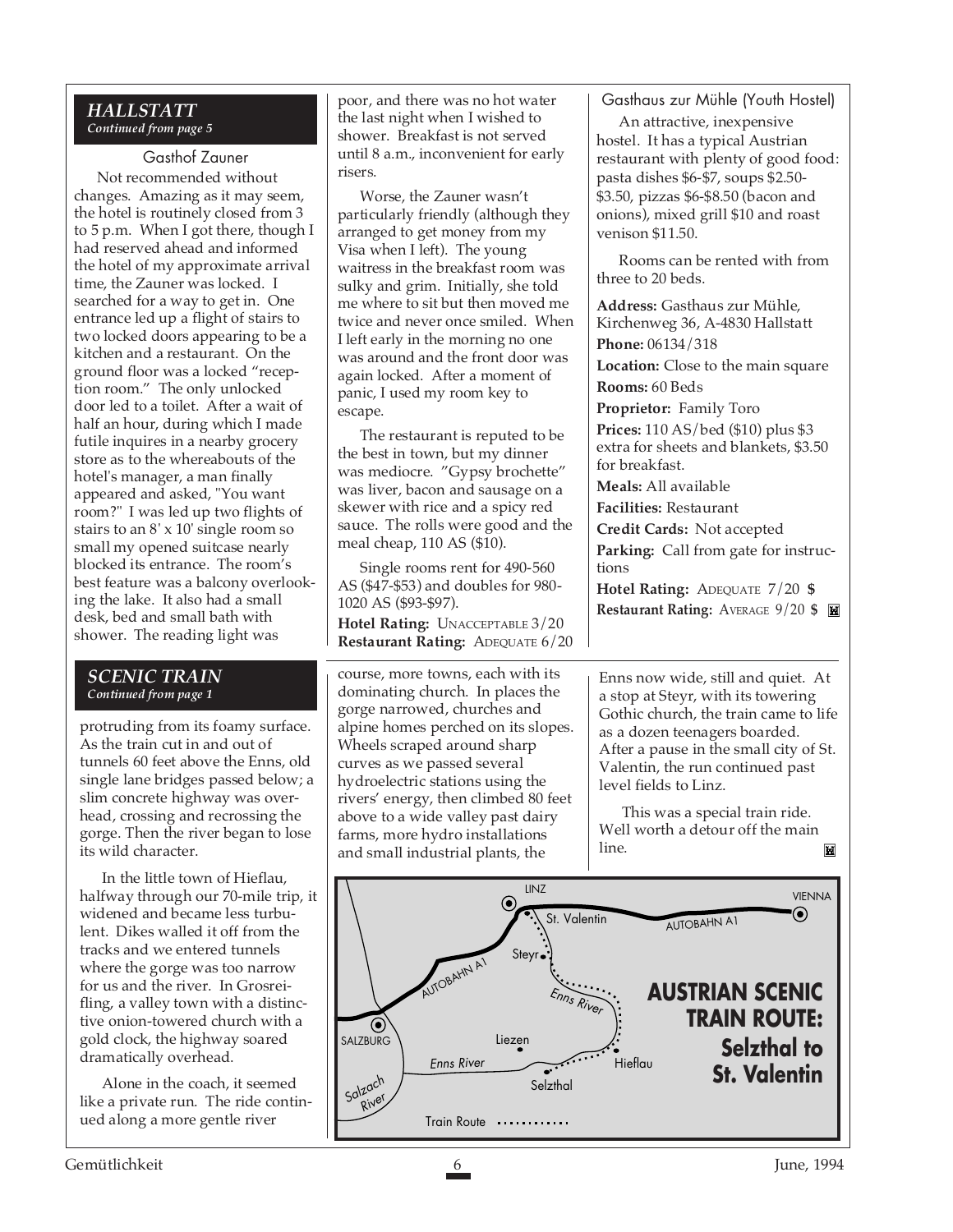## HALLSTATT

*Continued from page 5*

### Gasthof Zauner

Not recommended without changes. Amazing as it may seem, the hotel is routinely closed from 3 to 5 p.m. When I got there, though I had reserved ahead and informed the hotel of my approximate arrival time, the Zauner was locked. I searched for a way to get in. One entrance led up a flight of stairs to two locked doors appearing to be a kitchen and a restaurant. On the ground floor was a locked "reception room." The only unlocked door led to a toilet. After a wait of half an hour, during which I made futile inquires in a nearby grocery store as to the whereabouts of the hotel's manager, a man finally appeared and asked, "You want room?" I was led up two flights of stairs to an 8' x 10' single room so small my opened suitcase nearly blocked its entrance. The room's best feature was a balcony overlooking the lake. It also had a small desk, bed and small bath with shower. The reading light was poor, and there was no hot water the last night when I wished to shower. Breakfast is not served until 8 a.m., inconvenient for early risers.

Worse, the Zauner wasn't particularly friendly (although they arranged to get money from my Visa when I left). The young waitress in the breakfast room was sulky and grim. Initially, she told me where to sit but then moved me twice and never once smiled. When I left early in the morning no one was around and the front door was again locked. After a moment of panic, I used my room key to escape.

The restaurant is reputed to be the best in town, but my dinner was mediocre. "Gypsy brochette" was liver, bacon and sausage on a skewer with rice and a spicy red sauce. The rolls were good and the meal cheap, 110 AS ($10).

Single rooms rent for 490-560 AS ($47-$53) and doubles for 980-1020 AS ($93-$97).

**Hotel Rating:** UNACCEPTABLE 3/20
**Restaurant Rating:** ADEQUATE 6/20

### Gasthaus zur Mühle (Youth Hostel)

An attractive, inexpensive hostel. It has a typical Austrian restaurant with plenty of good food: pasta dishes $6-$7, soups $2.50-$3.50, pizzas $6-$8.50 (bacon and onions), mixed grill $10 and roast venison $11.50.

Rooms can be rented with from three to 20 beds.

**Address:** Gasthaus zur Mühle, Kirchenweg 36, A-4830 Hallstatt
**Phone:** 06134/318
**Location:** Close to the main square
**Rooms:** 60 Beds
**Proprietor:** Family Toro
**Prices:** 110 AS/bed ($10) plus $3 extra for sheets and blankets, $3.50 for breakfast.
**Meals:** All available
**Facilities:** Restaurant
**Credit Cards:** Not accepted
**Parking:** Call from gate for instructions
**Hotel Rating:** ADEQUATE 7/20 **$**
**Restaurant Rating:** AVERAGE 9/20 **$**

## SCENIC TRAIN

*Continued from page 1*

protruding from its foamy surface. As the train cut in and out of tunnels 60 feet above the Enns, old single lane bridges passed below; a slim concrete highway was overhead, crossing and recrossing the gorge. Then the river began to lose its wild character.

In the little town of Hieflau, halfway through our 70-mile trip, it widened and became less turbulent. Dikes walled it off from the tracks and we entered tunnels where the gorge was too narrow for us and the river. In Grosreifling, a valley town with a distinctive onion-towered church with a gold clock, the highway soared dramatically overhead.

Alone in the coach, it seemed like a private run. The ride continued along a more gentle river course, more towns, each with its dominating church. In places the gorge narrowed, churches and alpine homes perched on its slopes. Wheels scraped around sharp curves as we passed several hydroelectric stations using the rivers' energy, then climbed 80 feet above to a wide valley past dairy farms, more hydro installations and small industrial plants, the Enns now wide, still and quiet. At a stop at Steyr, with its towering Gothic church, the train came to life as a dozen teenagers boarded. After a pause in the small city of St. Valentin, the run continued past level fields to Linz.

This was a special train ride. Well worth a detour off the main line.

**AUSTRIAN SCENIC TRAIN ROUTE: Selzthal to St. Valentin**

LINZ · St. Valentin · AUTOBAHN A1 · VIENNA · Steyr · AUTOBAHN A1 · Enns River · SALZBURG · Liezen · Hieflau · Enns River · Selzthal · Salzach River · Train Route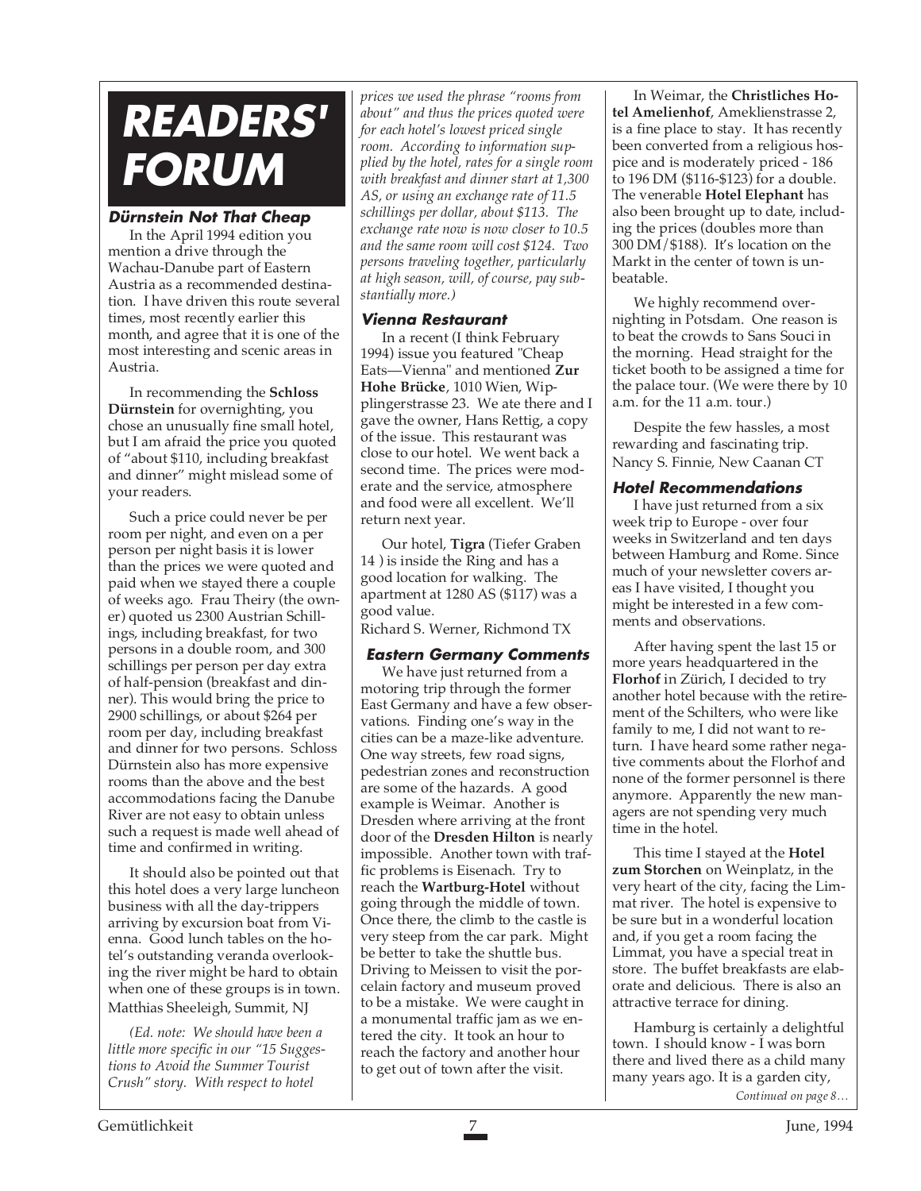# READERS' FORUM

### Dürnstein Not That Cheap

In the April 1994 edition you mention a drive through the Wachau-Danube part of Eastern Austria as a recommended destination. I have driven this route several times, most recently earlier this month, and agree that it is one of the most interesting and scenic areas in Austria.

In recommending the **Schloss Dürnstein** for overnighting, you chose an unusually fine small hotel, but I am afraid the price you quoted of "about $110, including breakfast and dinner" might mislead some of your readers.

Such a price could never be per room per night, and even on a per person per night basis it is lower than the prices we were quoted and paid when we stayed there a couple of weeks ago. Frau Theiry (the owner) quoted us 2300 Austrian Schillings, including breakfast, for two persons in a double room, and 300 schillings per person per day extra of half-pension (breakfast and dinner). This would bring the price to 2900 schillings, or about $264 per room per day, including breakfast and dinner for two persons. Schloss Dürnstein also has more expensive rooms than the above and the best accommodations facing the Danube River are not easy to obtain unless such a request is made well ahead of time and confirmed in writing.

It should also be pointed out that this hotel does a very large luncheon business with all the day-trippers arriving by excursion boat from Vienna. Good lunch tables on the hotel's outstanding veranda overlooking the river might be hard to obtain when one of these groups is in town.
Matthias Sheeleigh, Summit, NJ

*(Ed. note: We should have been a little more specific in our "15 Suggestions to Avoid the Summer Tourist Crush" story. With respect to hotel prices we used the phrase "rooms from about" and thus the prices quoted were for each hotel's lowest priced single room. According to information supplied by the hotel, rates for a single room with breakfast and dinner start at 1,300 AS, or using an exchange rate of 11.5 schillings per dollar, about $113. The exchange rate now is now closer to 10.5 and the same room will cost $124. Two persons traveling together, particularly at high season, will, of course, pay substantially more.)*

### Vienna Restaurant

In a recent (I think February 1994) issue you featured "Cheap Eats—Vienna" and mentioned **Zur Hohe Brücke**, 1010 Wien, Wipplingerstrasse 23. We ate there and I gave the owner, Hans Rettig, a copy of the issue. This restaurant was close to our hotel. We went back a second time. The prices were moderate and the service, atmosphere and food were all excellent. We'll return next year.

Our hotel, **Tigra** (Tiefer Graben 14 ) is inside the Ring and has a good location for walking. The apartment at 1280 AS ($117) was a good value.
Richard S. Werner, Richmond TX

### Eastern Germany Comments

We have just returned from a motoring trip through the former East Germany and have a few observations. Finding one's way in the cities can be a maze-like adventure. One way streets, few road signs, pedestrian zones and reconstruction are some of the hazards. A good example is Weimar. Another is Dresden where arriving at the front door of the **Dresden Hilton** is nearly impossible. Another town with traffic problems is Eisenach. Try to reach the **Wartburg-Hotel** without going through the middle of town. Once there, the climb to the castle is very steep from the car park. Might be better to take the shuttle bus. Driving to Meissen to visit the porcelain factory and museum proved to be a mistake. We were caught in a monumental traffic jam as we entered the city. It took an hour to reach the factory and another hour to get out of town after the visit.

In Weimar, the **Christliches Hotel Amelienhof**, Ameklienstrasse 2, is a fine place to stay. It has recently been converted from a religious hospice and is moderately priced - 186 to 196 DM ($116-$123) for a double. The venerable **Hotel Elephant** has also been brought up to date, including the prices (doubles more than 300 DM/$188). It's location on the Markt in the center of town is unbeatable.

We highly recommend overnighting in Potsdam. One reason is to beat the crowds to Sans Souci in the morning. Head straight for the ticket booth to be assigned a time for the palace tour. (We were there by 10 a.m. for the 11 a.m. tour.)

Despite the few hassles, a most rewarding and fascinating trip.
Nancy S. Finnie, New Caanan CT

### Hotel Recommendations

I have just returned from a six week trip to Europe - over four weeks in Switzerland and ten days between Hamburg and Rome. Since much of your newsletter covers areas I have visited, I thought you might be interested in a few comments and observations.

After having spent the last 15 or more years headquartered in the **Florhof** in Zürich, I decided to try another hotel because with the retirement of the Schilters, who were like family to me, I did not want to return. I have heard some rather negative comments about the Florhof and none of the former personnel is there anymore. Apparently the new managers are not spending very much time in the hotel.

This time I stayed at the **Hotel zum Storchen** on Weinplatz, in the very heart of the city, facing the Limmat river. The hotel is expensive to be sure but in a wonderful location and, if you get a room facing the Limmat, you have a special treat in store. The buffet breakfasts are elaborate and delicious. There is also an attractive terrace for dining.

Hamburg is certainly a delightful town. I should know - I was born there and lived there as a child many many years ago. It is a garden city,

*Continued on page 8…*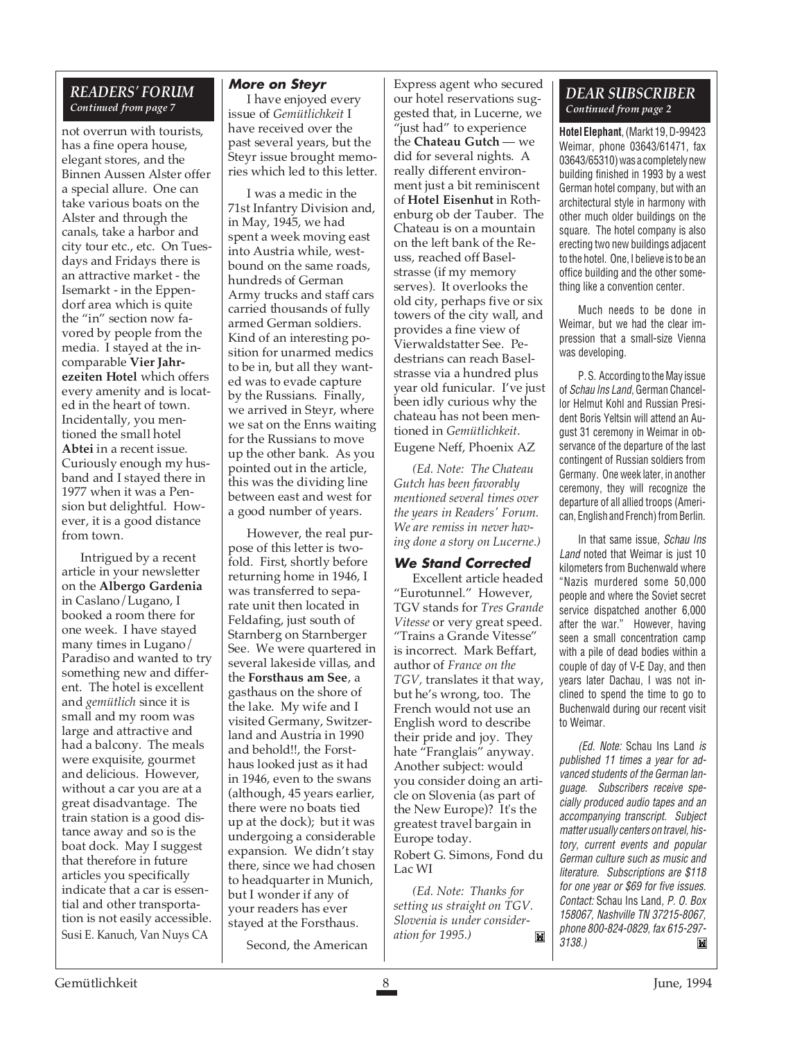## READERS' FORUM

*Continued from page 7*

not overrun with tourists, has a fine opera house, elegant stores, and the Binnen Aussen Alster offer a special allure. One can take various boats on the Alster and through the canals, take a harbor and city tour etc., etc. On Tuesdays and Fridays there is an attractive market - the Isemarkt - in the Eppendorf area which is quite the "in" section now favored by people from the media. I stayed at the incomparable **Vier Jahrezeiten Hotel** which offers every amenity and is located in the heart of town. Incidentally, you mentioned the small hotel **Abtei** in a recent issue. Curiously enough my husband and I stayed there in 1977 when it was a Pension but delightful. However, it is a good distance from town.

Intrigued by a recent article in your newsletter on the **Albergo Gardenia** in Caslano/Lugano, I booked a room there for one week. I have stayed many times in Lugano/Paradiso and wanted to try something new and different. The hotel is excellent and *gemütlich* since it is small and my room was large and attractive and had a balcony. The meals were exquisite, gourmet and delicious. However, without a car you are at a great disadvantage. The train station is a good distance away and so is the boat dock. May I suggest that therefore in future articles you specifically indicate that a car is essential and other transportation is not easily accessible.

Susi E. Kanuch, Van Nuys CA

### More on Steyr

I have enjoyed every issue of *Gemütlichkeit* I have received over the past several years, but the Steyr issue brought memories which led to this letter.

I was a medic in the 71st Infantry Division and, in May, 1945, we had spent a week moving east into Austria while, westbound on the same roads, hundreds of German Army trucks and staff cars carried thousands of fully armed German soldiers. Kind of an interesting position for unarmed medics to be in, but all they wanted was to evade capture by the Russians. Finally, we arrived in Steyr, where we sat on the Enns waiting for the Russians to move up the other bank. As you pointed out in the article, this was the dividing line between east and west for a good number of years.

However, the real purpose of this letter is twofold. First, shortly before returning home in 1946, I was transferred to separate unit then located in Feldafing, just south of Starnberg on Starnberger See. We were quartered in several lakeside villas, and the **Forsthaus am See**, a gasthaus on the shore of the lake. My wife and I visited Germany, Switzerland and Austria in 1990 and behold!!, the Forsthaus looked just as it had in 1946, even to the swans (although, 45 years earlier, there were no boats tied up at the dock); but it was undergoing a considerable expansion. We didn't stay there, since we had chosen to headquarter in Munich, but I wonder if any of your readers has ever stayed at the Forsthaus.

Second, the American Express agent who secured our hotel reservations suggested that, in Lucerne, we "just had" to experience the **Chateau Gutch** — we did for several nights. A really different environment just a bit reminiscent of **Hotel Eisenhut** in Rothenburg ob der Tauber. The Chateau is on a mountain on the left bank of the Reuss, reached off Baselstrasse (if my memory serves). It overlooks the old city, perhaps five or six towers of the city wall, and provides a fine view of Vierwaldstatter See. Pedestrians can reach Baselstrasse via a hundred plus year old funicular. I've just been idly curious why the chateau has not been mentioned in *Gemütlichkeit*.

Eugene Neff, Phoenix AZ

*(Ed. Note: The Chateau Gutch has been favorably mentioned several times over the years in Readers' Forum. We are remiss in never having done a story on Lucerne.)*

### We Stand Corrected

Excellent article headed "Eurotunnel." However, TGV stands for *Tres Grande Vitesse* or very great speed. "Trains a Grande Vitesse" is incorrect. Mark Beffart, author of *France on the TGV*, translates it that way, but he's wrong, too. The French would not use an English word to describe their pride and joy. They hate "Franglais" anyway. Another subject: would you consider doing an article on Slovenia (as part of the New Europe)? It's the greatest travel bargain in Europe today.

Robert G. Simons, Fond du Lac WI

*(Ed. Note: Thanks for setting us straight on TGV. Slovenia is under consideration for 1995.)*

## DEAR SUBSCRIBER

*Continued from page 2*

**Hotel Elephant**, (Markt 19, D-99423 Weimar, phone 03643/61471, fax 03643/65310) was a completely new building finished in 1993 by a west German hotel company, but with an architectural style in harmony with other much older buildings on the square. The hotel company is also erecting two new buildings adjacent to the hotel. One, I believe is to be an office building and the other something like a convention center.

Much needs to be done in Weimar, but we had the clear impression that a small-size Vienna was developing.

P. S. According to the May issue of *Schau Ins Land*, German Chancellor Helmut Kohl and Russian President Boris Yeltsin will attend an August 31 ceremony in Weimar in observance of the departure of the last contingent of Russian soldiers from Germany. One week later, in another ceremony, they will recognize the departure of all allied troops (American, English and French) from Berlin.

In that same issue, *Schau Ins Land* noted that Weimar is just 10 kilometers from Buchenwald where "Nazis murdered some 50,000 people and where the Soviet secret service dispatched another 6,000 after the war." However, having seen a small concentration camp with a pile of dead bodies within a couple of day of V-E Day, and then years later Dachau, I was not inclined to spend the time to go to Buchenwald during our recent visit to Weimar.

*(Ed. Note:* Schau Ins Land *is published 11 times a year for advanced students of the German language. Subscribers receive specially produced audio tapes and an accompanying transcript. Subject matter usually centers on travel, history, current events and popular German culture such as music and literature. Subscriptions are $118 for one year or $69 for five issues. Contact:* Schau Ins Land, *P. O. Box 158067, Nashville TN 37215-8067, phone 800-824-0829, fax 615-297-3138.)*